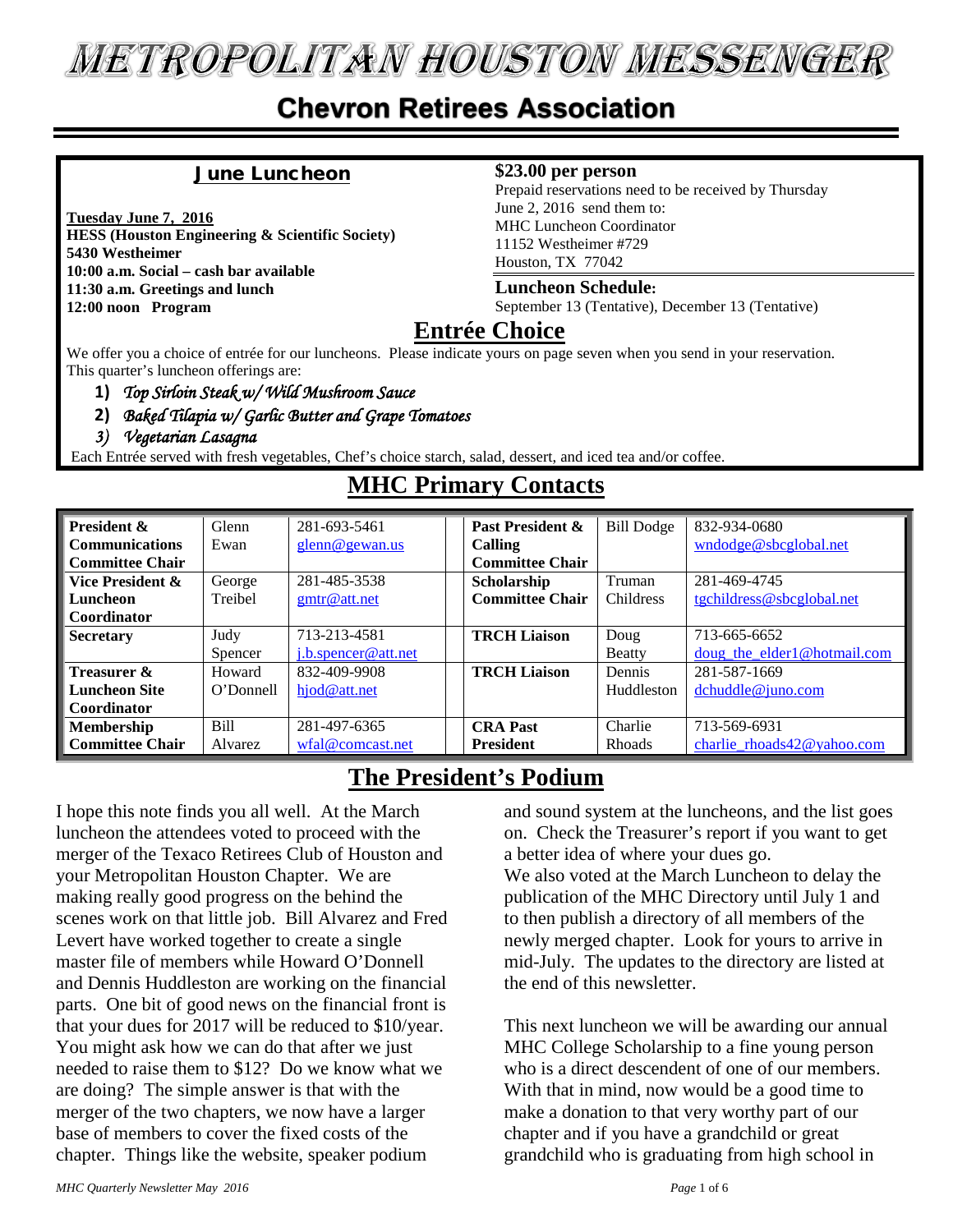# METROPOLITAN HOUSTON MESSENGER

## Chevron Retirees Association

### June Luncheon

**Tuesday June 7, 2016**
**HESS (Houston Engineering & Scientific Society)**
**5430 Westheimer**
**10:00 a.m. Social – cash bar available**
**11:30 a.m. Greetings and lunch**
**12:00 noon Program**

**$23.00 per person**
Prepaid reservations need to be received by Thursday June 2, 2016 send them to:
MHC Luncheon Coordinator
11152 Westheimer #729
Houston, TX 77042

**Luncheon Schedule:**
September 13 (Tentative), December 13 (Tentative)

## Entrée Choice

We offer you a choice of entrée for our luncheons. Please indicate yours on page seven when you send in your reservation. This quarter's luncheon offerings are:

1) *Top Sirloin Steak w/ Wild Mushroom Sauce*
2) *Baked Tilapia w/ Garlic Butter and Grape Tomatoes*
3) *Vegetarian Lasagna*

Each Entrée served with fresh vegetables, Chef's choice starch, salad, dessert, and iced tea and/or coffee.

## MHC Primary Contacts

| Position | Name | Contact | Position | Name | Contact |
|---|---|---|---|---|---|
| **President & Communications Committee Chair** | Glenn Ewan | 281-693-5461 glenn@gewan.us | **Past President & Calling Committee Chair** | Bill Dodge | 832-934-0680 wndodge@sbcglobal.net |
| **Vice President & Luncheon Coordinator** | George Treibel | 281-485-3538 gmtr@att.net | **Scholarship Committee Chair** | Truman Childress | 281-469-4745 tgchildress@sbcglobal.net |
| **Secretary** | Judy Spencer | 713-213-4581 j.b.spencer@att.net | **TRCH Liaison** | Doug Beatty | 713-665-6652 doug_the_elder1@hotmail.com |
| **Treasurer & Luncheon Site Coordinator** | Howard O'Donnell | 832-409-9908 hjod@att.net | **TRCH Liaison** | Dennis Huddleston | 281-587-1669 dchuddle@juno.com |
| **Membership Committee Chair** | Bill Alvarez | 281-497-6365 wfal@comcast.net | **CRA Past President** | Charlie Rhoads | 713-569-6931 charlie_rhoads42@yahoo.com |

## The President's Podium

I hope this note finds you all well. At the March luncheon the attendees voted to proceed with the merger of the Texaco Retirees Club of Houston and your Metropolitan Houston Chapter. We are making really good progress on the behind the scenes work on that little job. Bill Alvarez and Fred Levert have worked together to create a single master file of members while Howard O'Donnell and Dennis Huddleston are working on the financial parts. One bit of good news on the financial front is that your dues for 2017 will be reduced to $10/year. You might ask how we can do that after we just needed to raise them to $12? Do we know what we are doing? The simple answer is that with the merger of the two chapters, we now have a larger base of members to cover the fixed costs of the chapter. Things like the website, speaker podium and sound system at the luncheons, and the list goes on. Check the Treasurer's report if you want to get a better idea of where your dues go.

We also voted at the March Luncheon to delay the publication of the MHC Directory until July 1 and to then publish a directory of all members of the newly merged chapter. Look for yours to arrive in mid-July. The updates to the directory are listed at the end of this newsletter.

This next luncheon we will be awarding our annual MHC College Scholarship to a fine young person who is a direct descendent of one of our members. With that in mind, now would be a good time to make a donation to that very worthy part of our chapter and if you have a grandchild or great grandchild who is graduating from high school in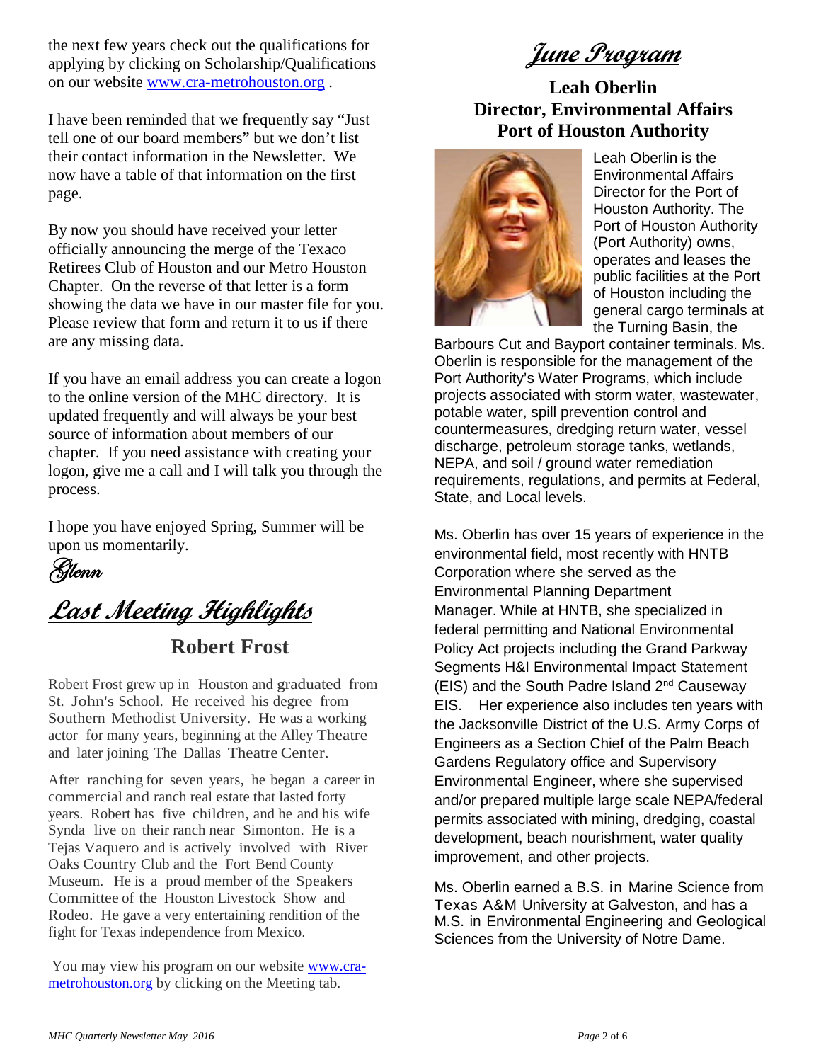the next few years check out the qualifications for applying by clicking on Scholarship/Qualifications on our website www.cra-metrohouston.org .

I have been reminded that we frequently say "Just tell one of our board members" but we don't list their contact information in the Newsletter. We now have a table of that information on the first page.

By now you should have received your letter officially announcing the merge of the Texaco Retirees Club of Houston and our Metro Houston Chapter. On the reverse of that letter is a form showing the data we have in our master file for you. Please review that form and return it to us if there are any missing data.

If you have an email address you can create a logon to the online version of the MHC directory. It is updated frequently and will always be your best source of information about members of our chapter. If you need assistance with creating your logon, give me a call and I will talk you through the process.

I hope you have enjoyed Spring, Summer will be upon us momentarily.

*Glenn*

## Last Meeting Highlights

### Robert Frost

Robert Frost grew up in Houston and graduated from St. John's School. He received his degree from Southern Methodist University. He was a working actor for many years, beginning at the Alley Theatre and later joining The Dallas Theatre Center.

After ranching for seven years, he began a career in commercial and ranch real estate that lasted forty years. Robert has five children, and he and his wife Synda live on their ranch near Simonton. He is a Tejas Vaquero and is actively involved with River Oaks Country Club and the Fort Bend County Museum. He is a proud member of the Speakers Committee of the Houston Livestock Show and Rodeo. He gave a very entertaining rendition of the fight for Texas independence from Mexico.

You may view his program on our website www.cra-metrohouston.org by clicking on the Meeting tab.

## June Program

### Leah Oberlin
### Director, Environmental Affairs
### Port of Houston Authority

Leah Oberlin is the Environmental Affairs Director for the Port of Houston Authority. The Port of Houston Authority (Port Authority) owns, operates and leases the public facilities at the Port of Houston including the general cargo terminals at the Turning Basin, the Barbours Cut and Bayport container terminals. Ms. Oberlin is responsible for the management of the Port Authority's Water Programs, which include projects associated with storm water, wastewater, potable water, spill prevention control and countermeasures, dredging return water, vessel discharge, petroleum storage tanks, wetlands, NEPA, and soil / ground water remediation requirements, regulations, and permits at Federal, State, and Local levels.

Ms. Oberlin has over 15 years of experience in the environmental field, most recently with HNTB Corporation where she served as the Environmental Planning Department Manager. While at HNTB, she specialized in federal permitting and National Environmental Policy Act projects including the Grand Parkway Segments H&I Environmental Impact Statement (EIS) and the South Padre Island 2nd Causeway EIS. Her experience also includes ten years with the Jacksonville District of the U.S. Army Corps of Engineers as a Section Chief of the Palm Beach Gardens Regulatory office and Supervisory Environmental Engineer, where she supervised and/or prepared multiple large scale NEPA/federal permits associated with mining, dredging, coastal development, beach nourishment, water quality improvement, and other projects.

Ms. Oberlin earned a B.S. in Marine Science from Texas A&M University at Galveston, and has a M.S. in Environmental Engineering and Geological Sciences from the University of Notre Dame.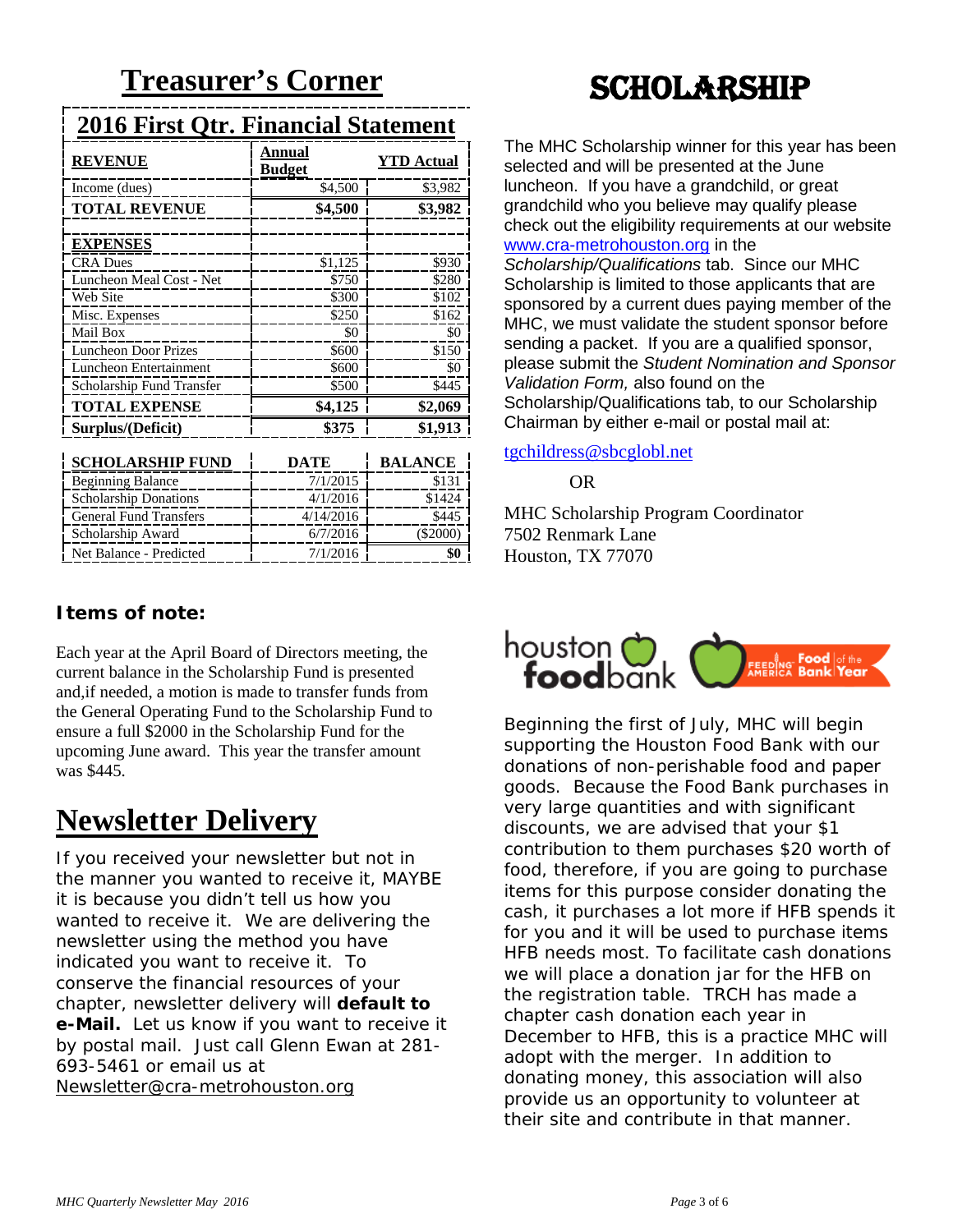# Treasurer's Corner

## 2016 First Qtr. Financial Statement

| REVENUE | Annual Budget | YTD Actual |
|---|---|---|
| Income (dues) | $4,500 | $3,982 |
| **TOTAL REVENUE** | **$4,500** | **$3,982** |
| | | |
| **EXPENSES** | | |
| CRA Dues | $1,125 | $930 |
| Luncheon Meal Cost - Net | $750 | $280 |
| Web Site | $300 | $102 |
| Misc. Expenses | $250 | $162 |
| Mail Box | $0 | $0 |
| Luncheon Door Prizes | $600 | $150 |
| Luncheon Entertainment | $600 | $0 |
| Scholarship Fund Transfer | $500 | $445 |
| **TOTAL EXPENSE** | **$4,125** | **$2,069** |
| **Surplus/(Deficit)** | **$375** | **$1,913** |

| SCHOLARSHIP FUND | DATE | BALANCE |
|---|---|---|
| Beginning Balance | 7/1/2015 | $131 |
| Scholarship Donations | 4/1/2016 | $1424 |
| General Fund Transfers | 4/14/2016 | $445 |
| Scholarship Award | 6/7/2016 | ($2000) |
| Net Balance - Predicted | 7/1/2016 | **$0** |

**Items of note:**

Each year at the April Board of Directors meeting, the current balance in the Scholarship Fund is presented and,if needed, a motion is made to transfer funds from the General Operating Fund to the Scholarship Fund to ensure a full $2000 in the Scholarship Fund for the upcoming June award. This year the transfer amount was $445.

# Newsletter Delivery

If you received your newsletter but not in the manner you wanted to receive it, MAYBE it is because you didn't tell us how you wanted to receive it. We are delivering the newsletter using the method you have indicated you want to receive it. To conserve the financial resources of your chapter, newsletter delivery will **default to e-Mail.** Let us know if you want to receive it by postal mail. Just call Glenn Ewan at 281-693-5461 or email us at Newsletter@cra-metrohouston.org

# SCHOLARSHIP

The MHC Scholarship winner for this year has been selected and will be presented at the June luncheon. If you have a grandchild, or great grandchild who you believe may qualify please check out the eligibility requirements at our website www.cra-metrohouston.org in the *Scholarship/Qualifications* tab. Since our MHC Scholarship is limited to those applicants that are sponsored by a current dues paying member of the MHC, we must validate the student sponsor before sending a packet. If you are a qualified sponsor, please submit the *Student Nomination and Sponsor Validation Form,* also found on the Scholarship/Qualifications tab, to our Scholarship Chairman by either e-mail or postal mail at:

tgchildress@sbcglobl.net

OR

MHC Scholarship Program Coordinator
7502 Renmark Lane
Houston, TX 77070

houston foodbank — Feeding America Food Bank of the Year

Beginning the first of July, MHC will begin supporting the Houston Food Bank with our donations of non-perishable food and paper goods. Because the Food Bank purchases in very large quantities and with significant discounts, we are advised that your $1 contribution to them purchases $20 worth of food, therefore, if you are going to purchase items for this purpose consider donating the cash, it purchases a lot more if HFB spends it for you and it will be used to purchase items HFB needs most. To facilitate cash donations we will place a donation jar for the HFB on the registration table. TRCH has made a chapter cash donation each year in December to HFB, this is a practice MHC will adopt with the merger. In addition to donating money, this association will also provide us an opportunity to volunteer at their site and contribute in that manner.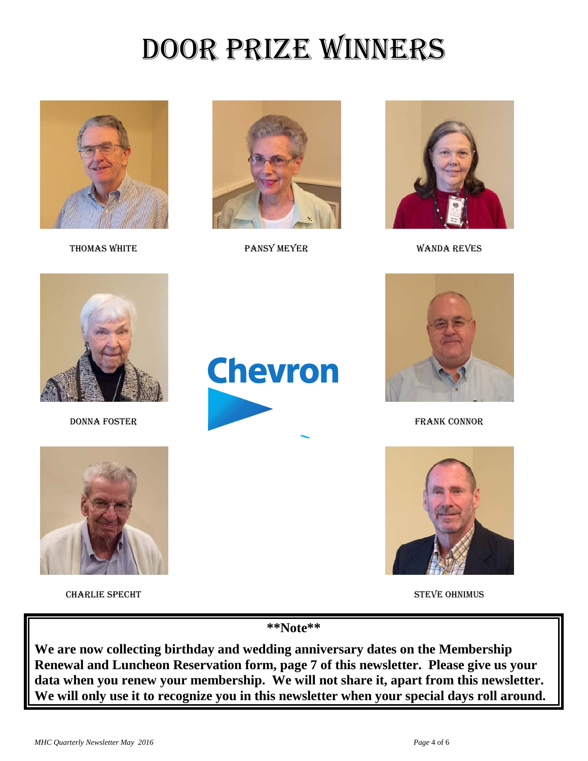# DOOR PRIZE WINNERS

THOMAS WHITE

PANSY MEYER

WANDA REVES

DONNA FOSTER

Chevron

FRANK CONNOR

CHARLIE SPECHT

STEVE OHNIMUS

**\*\*Note\*\***

**We are now collecting birthday and wedding anniversary dates on the Membership Renewal and Luncheon Reservation form, page 7 of this newsletter. Please give us your data when you renew your membership. We will not share it, apart from this newsletter. We will only use it to recognize you in this newsletter when your special days roll around.**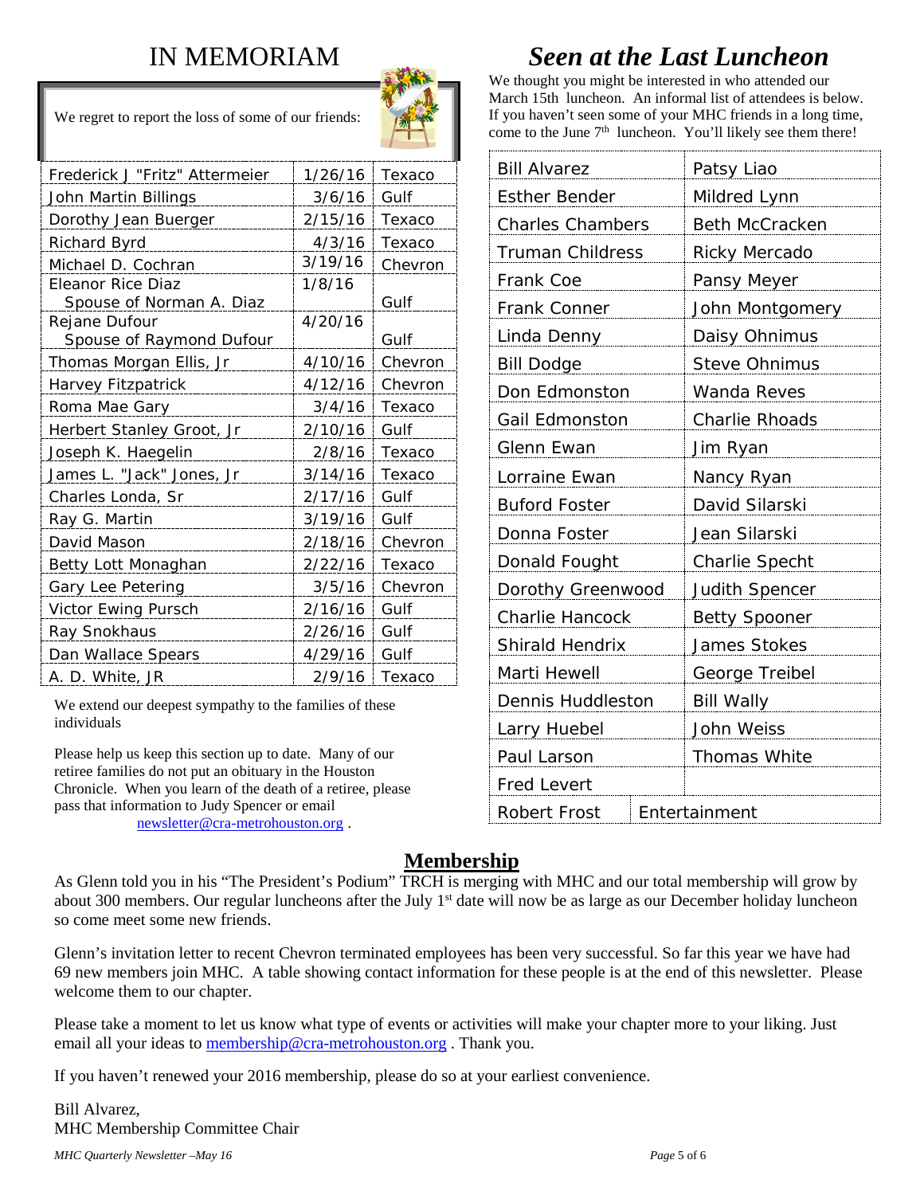# IN MEMORIAM

We regret to report the loss of some of our friends:

| Name | Date | Company |
|---|---|---|
| Frederick J "Fritz" Attermeier | 1/26/16 | Texaco |
| John Martin Billings | 3/6/16 | Gulf |
| Dorothy Jean Buerger | 2/15/16 | Texaco |
| Richard Byrd | 4/3/16 | Texaco |
| Michael D. Cochran | 3/19/16 | Chevron |
| Eleanor Rice Diaz<br>Spouse of Norman A. Diaz | 1/8/16 | Gulf |
| Rejane Dufour<br>Spouse of Raymond Dufour | 4/20/16 | Gulf |
| Thomas Morgan Ellis, Jr | 4/10/16 | Chevron |
| Harvey Fitzpatrick | 4/12/16 | Chevron |
| Roma Mae Gary | 3/4/16 | Texaco |
| Herbert Stanley Groot, Jr | 2/10/16 | Gulf |
| Joseph K. Haegelin | 2/8/16 | Texaco |
| James L. "Jack" Jones, Jr | 3/14/16 | Texaco |
| Charles Londa, Sr | 2/17/16 | Gulf |
| Ray G. Martin | 3/19/16 | Gulf |
| David Mason | 2/18/16 | Chevron |
| Betty Lott Monaghan | 2/22/16 | Texaco |
| Gary Lee Petering | 3/5/16 | Chevron |
| Victor Ewing Pursch | 2/16/16 | Gulf |
| Ray Snokhaus | 2/26/16 | Gulf |
| Dan Wallace Spears | 4/29/16 | Gulf |
| A. D. White, JR | 2/9/16 | Texaco |

We extend our deepest sympathy to the families of these individuals

Please help us keep this section up to date. Many of our retiree families do not put an obituary in the Houston Chronicle. When you learn of the death of a retiree, please pass that information to Judy Spencer or email newsletter@cra-metrohouston.org .

# *Seen at the Last Luncheon*

We thought you might be interested in who attended our March 15th luncheon. An informal list of attendees is below. If you haven't seen some of your MHC friends in a long time, come to the June 7th luncheon. You'll likely see them there!

| | |
|---|---|
| Bill Alvarez | Patsy Liao |
| Esther Bender | Mildred Lynn |
| Charles Chambers | Beth McCracken |
| Truman Childress | Ricky Mercado |
| Frank Coe | Pansy Meyer |
| Frank Conner | John Montgomery |
| Linda Denny | Daisy Ohnimus |
| Bill Dodge | Steve Ohnimus |
| Don Edmonston | Wanda Reves |
| Gail Edmonston | Charlie Rhoads |
| Glenn Ewan | Jim Ryan |
| Lorraine Ewan | Nancy Ryan |
| Buford Foster | David Silarski |
| Donna Foster | Jean Silarski |
| Donald Fought | Charlie Specht |
| Dorothy Greenwood | Judith Spencer |
| Charlie Hancock | Betty Spooner |
| Shirald Hendrix | James Stokes |
| Marti Hewell | George Treibel |
| Dennis Huddleston | Bill Wally |
| Larry Huebel | John Weiss |
| Paul Larson | Thomas White |
| Fred Levert | |
| Robert Frost | Entertainment |

## Membership

As Glenn told you in his "The President's Podium" TRCH is merging with MHC and our total membership will grow by about 300 members. Our regular luncheons after the July 1st date will now be as large as our December holiday luncheon so come meet some new friends.

Glenn's invitation letter to recent Chevron terminated employees has been very successful. So far this year we have had 69 new members join MHC. A table showing contact information for these people is at the end of this newsletter. Please welcome them to our chapter.

Please take a moment to let us know what type of events or activities will make your chapter more to your liking. Just email all your ideas to membership@cra-metrohouston.org . Thank you.

If you haven't renewed your 2016 membership, please do so at your earliest convenience.

Bill Alvarez,
MHC Membership Committee Chair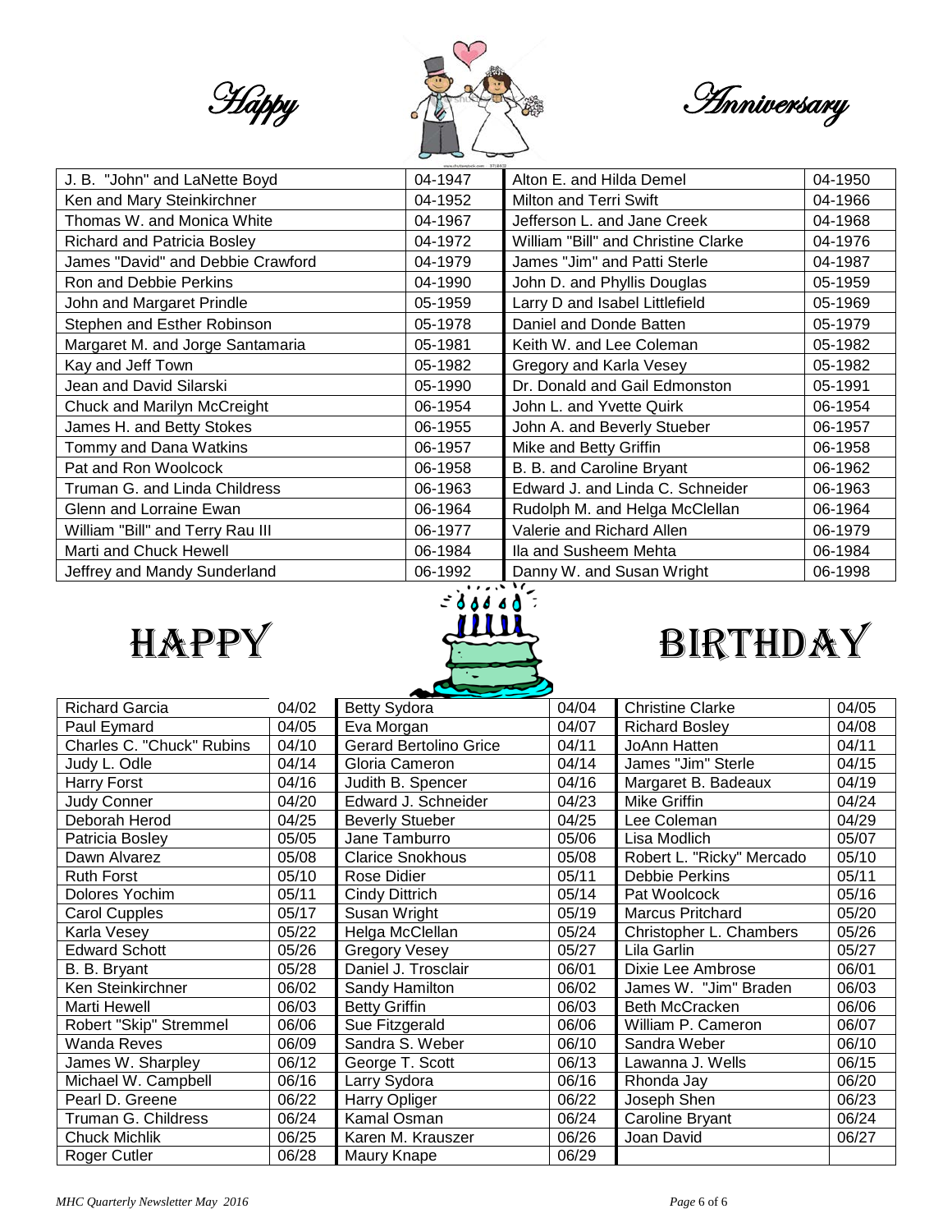# Happy Anniversary

| | | | |
|---|---|---|---|
| J. B. "John" and LaNette Boyd | 04-1947 | Alton E. and Hilda Demel | 04-1950 |
| Ken and Mary Steinkirchner | 04-1952 | Milton and Terri Swift | 04-1966 |
| Thomas W. and Monica White | 04-1967 | Jefferson L. and Jane Creek | 04-1968 |
| Richard and Patricia Bosley | 04-1972 | William "Bill" and Christine Clarke | 04-1976 |
| James "David" and Debbie Crawford | 04-1979 | James "Jim" and Patti Sterle | 04-1987 |
| Ron and Debbie Perkins | 04-1990 | John D. and Phyllis Douglas | 05-1959 |
| John and Margaret Prindle | 05-1959 | Larry D and Isabel Littlefield | 05-1969 |
| Stephen and Esther Robinson | 05-1978 | Daniel and Donde Batten | 05-1979 |
| Margaret M. and Jorge Santamaria | 05-1981 | Keith W. and Lee Coleman | 05-1982 |
| Kay and Jeff Town | 05-1982 | Gregory and Karla Vesey | 05-1982 |
| Jean and David Silarski | 05-1990 | Dr. Donald and Gail Edmonston | 05-1991 |
| Chuck and Marilyn McCreight | 06-1954 | John L. and Yvette Quirk | 06-1954 |
| James H. and Betty Stokes | 06-1955 | John A. and Beverly Stueber | 06-1957 |
| Tommy and Dana Watkins | 06-1957 | Mike and Betty Griffin | 06-1958 |
| Pat and Ron Woolcock | 06-1958 | B. B. and Caroline Bryant | 06-1962 |
| Truman G. and Linda Childress | 06-1963 | Edward J. and Linda C. Schneider | 06-1963 |
| Glenn and Lorraine Ewan | 06-1964 | Rudolph M. and Helga McClellan | 06-1964 |
| William "Bill" and Terry Rau III | 06-1977 | Valerie and Richard Allen | 06-1979 |
| Marti and Chuck Hewell | 06-1984 | Ila and Susheem Mehta | 06-1984 |
| Jeffrey and Mandy Sunderland | 06-1992 | Danny W. and Susan Wright | 06-1998 |

# HAPPY BIRTHDAY

| | | | | | |
|---|---|---|---|---|---|
| Richard Garcia | 04/02 | Betty Sydora | 04/04 | Christine Clarke | 04/05 |
| Paul Eymard | 04/05 | Eva Morgan | 04/07 | Richard Bosley | 04/08 |
| Charles C. "Chuck" Rubins | 04/10 | Gerard Bertolino Grice | 04/11 | JoAnn Hatten | 04/11 |
| Judy L. Odle | 04/14 | Gloria Cameron | 04/14 | James "Jim" Sterle | 04/15 |
| Harry Forst | 04/16 | Judith B. Spencer | 04/16 | Margaret B. Badeaux | 04/19 |
| Judy Conner | 04/20 | Edward J. Schneider | 04/23 | Mike Griffin | 04/24 |
| Deborah Herod | 04/25 | Beverly Stueber | 04/25 | Lee Coleman | 04/29 |
| Patricia Bosley | 05/05 | Jane Tamburro | 05/06 | Lisa Modlich | 05/07 |
| Dawn Alvarez | 05/08 | Clarice Snokhous | 05/08 | Robert L. "Ricky" Mercado | 05/10 |
| Ruth Forst | 05/10 | Rose Didier | 05/11 | Debbie Perkins | 05/11 |
| Dolores Yochim | 05/11 | Cindy Dittrich | 05/14 | Pat Woolcock | 05/16 |
| Carol Cupples | 05/17 | Susan Wright | 05/19 | Marcus Pritchard | 05/20 |
| Karla Vesey | 05/22 | Helga McClellan | 05/24 | Christopher L. Chambers | 05/26 |
| Edward Schott | 05/26 | Gregory Vesey | 05/27 | Lila Garlin | 05/27 |
| B. B. Bryant | 05/28 | Daniel J. Trosclair | 06/01 | Dixie Lee Ambrose | 06/01 |
| Ken Steinkirchner | 06/02 | Sandy Hamilton | 06/02 | James W. "Jim" Braden | 06/03 |
| Marti Hewell | 06/03 | Betty Griffin | 06/03 | Beth McCracken | 06/06 |
| Robert "Skip" Stremmel | 06/06 | Sue Fitzgerald | 06/06 | William P. Cameron | 06/07 |
| Wanda Reves | 06/09 | Sandra S. Weber | 06/10 | Sandra Weber | 06/10 |
| James W. Sharpley | 06/12 | George T. Scott | 06/13 | Lawanna J. Wells | 06/15 |
| Michael W. Campbell | 06/16 | Larry Sydora | 06/16 | Rhonda Jay | 06/20 |
| Pearl D. Greene | 06/22 | Harry Opliger | 06/22 | Joseph Shen | 06/23 |
| Truman G. Childress | 06/24 | Kamal Osman | 06/24 | Caroline Bryant | 06/24 |
| Chuck Michlik | 06/25 | Karen M. Krauszer | 06/26 | Joan David | 06/27 |
| Roger Cutler | 06/28 | Maury Knape | 06/29 | | |